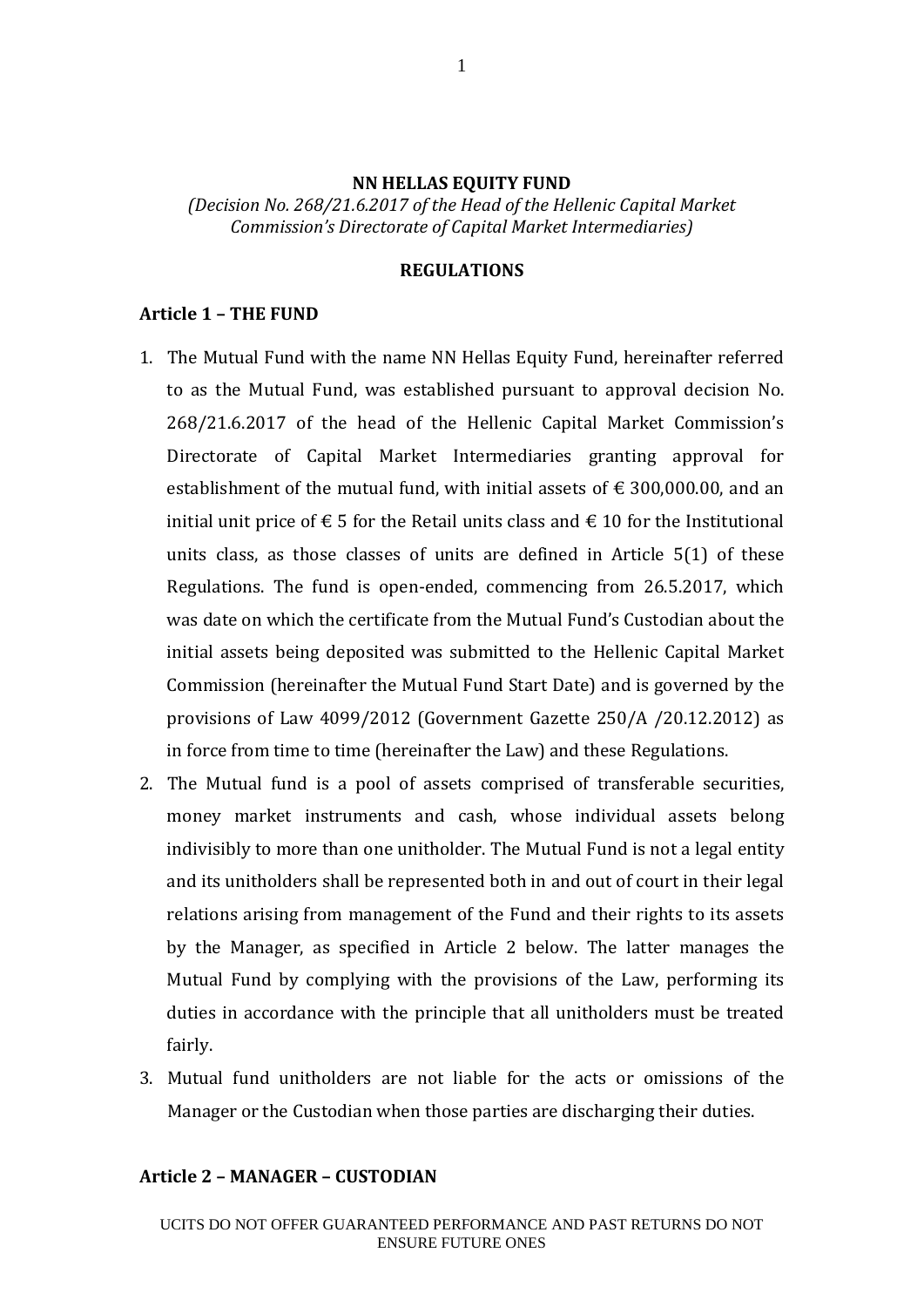# NN HELLAS EQUITY FUND

*(Decision No. 268/21.6.2017 of the Head of the Hellenic Capital Market Commission's Directorate of Capital Market Intermediaries)*

## REGULATIONS

### Article 1 – THE FUND

1. The Mutual Fund with the name NN Hellas Equity Fund, hereinafter referred to as the Mutual Fund, was established pursuant to approval decision No. 268/21.6.2017 of the head of the Hellenic Capital Market Commission's Directorate of Capital Market Intermediaries granting approval for establishment of the mutual fund, with initial assets of € 300,000.00, and an initial unit price of € 5 for the Retail units class and € 10 for the Institutional units class, as those classes of units are defined in Article 5(1) of these Regulations. The fund is open-ended, commencing from 26.5.2017, which was date on which the certificate from the Mutual Fund's Custodian about the initial assets being deposited was submitted to the Hellenic Capital Market Commission (hereinafter the Mutual Fund Start Date) and is governed by the provisions of Law 4099/2012 (Government Gazette 250/A /20.12.2012) as in force from time to time (hereinafter the Law) and these Regulations.
2. The Mutual fund is a pool of assets comprised of transferable securities, money market instruments and cash, whose individual assets belong indivisibly to more than one unitholder. The Mutual Fund is not a legal entity and its unitholders shall be represented both in and out of court in their legal relations arising from management of the Fund and their rights to its assets by the Manager, as specified in Article 2 below. The latter manages the Mutual Fund by complying with the provisions of the Law, performing its duties in accordance with the principle that all unitholders must be treated fairly.
3. Mutual fund unitholders are not liable for the acts or omissions of the Manager or the Custodian when those parties are discharging their duties.

### Article 2 – MANAGER – CUSTODIAN

UCITS DO NOT OFFER GUARANTEED PERFORMANCE AND PAST RETURNS DO NOT ENSURE FUTURE ONES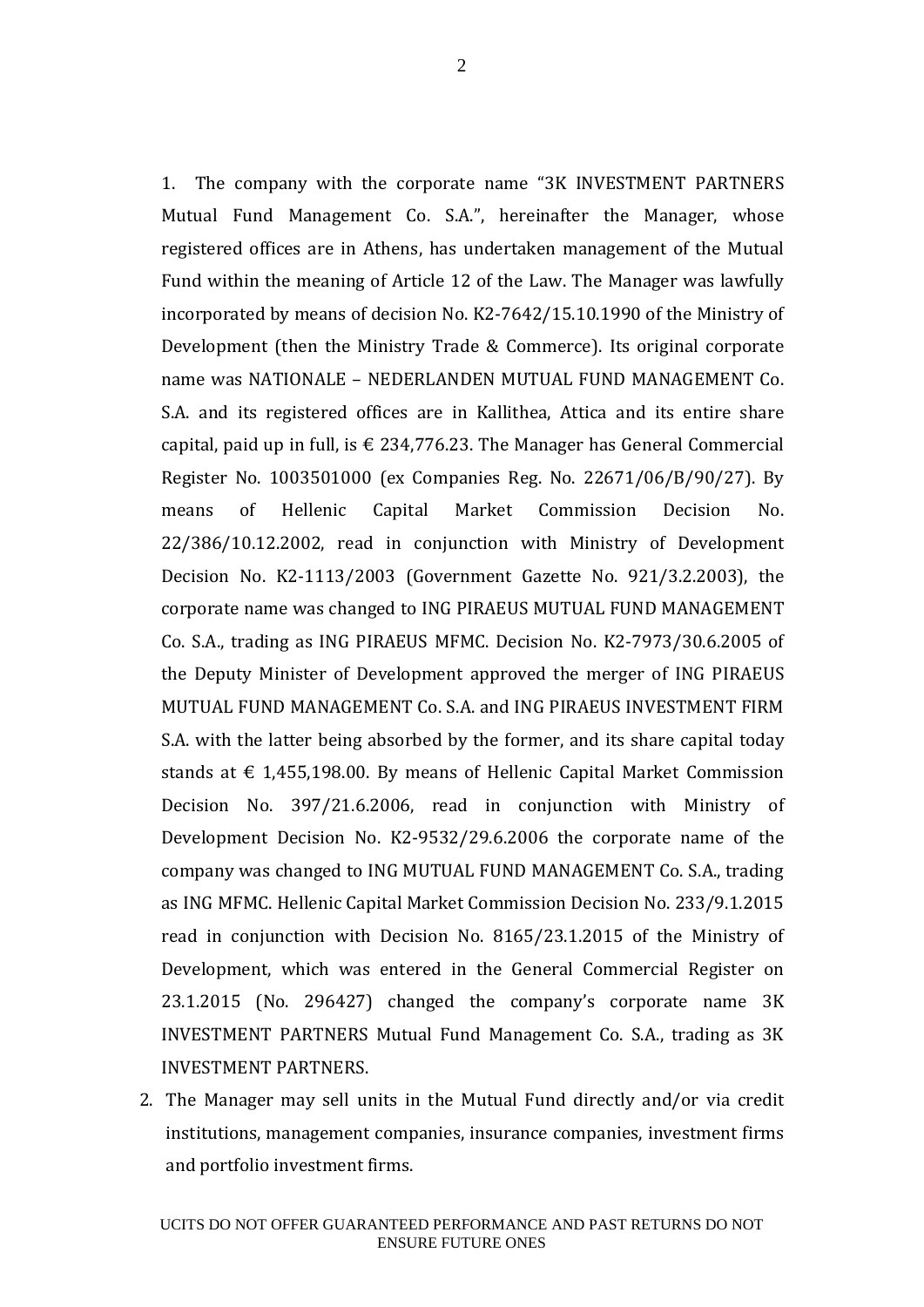1. The company with the corporate name "3K INVESTMENT PARTNERS Mutual Fund Management Co. S.A.", hereinafter the Manager, whose registered offices are in Athens, has undertaken management of the Mutual Fund within the meaning of Article 12 of the Law. The Manager was lawfully incorporated by means of decision No. K2-7642/15.10.1990 of the Ministry of Development (then the Ministry Trade & Commerce). Its original corporate name was NATIONALE – NEDERLANDEN MUTUAL FUND MANAGEMENT Co. S.A. and its registered offices are in Kallithea, Attica and its entire share capital, paid up in full, is € 234,776.23. The Manager has General Commercial Register No. 1003501000 (ex Companies Reg. No. 22671/06/B/90/27). By means of Hellenic Capital Market Commission Decision No. 22/386/10.12.2002, read in conjunction with Ministry of Development Decision No. K2-1113/2003 (Government Gazette No. 921/3.2.2003), the corporate name was changed to ING PIRAEUS MUTUAL FUND MANAGEMENT Co. S.A., trading as ING PIRAEUS MFMC. Decision No. K2-7973/30.6.2005 of the Deputy Minister of Development approved the merger of ING PIRAEUS MUTUAL FUND MANAGEMENT Co. S.A. and ING PIRAEUS INVESTMENT FIRM S.A. with the latter being absorbed by the former, and its share capital today stands at € 1,455,198.00. By means of Hellenic Capital Market Commission Decision No. 397/21.6.2006, read in conjunction with Ministry of Development Decision No. K2-9532/29.6.2006 the corporate name of the company was changed to ING MUTUAL FUND MANAGEMENT Co. S.A., trading as ING MFMC. Hellenic Capital Market Commission Decision No. 233/9.1.2015 read in conjunction with Decision No. 8165/23.1.2015 of the Ministry of Development, which was entered in the General Commercial Register on 23.1.2015 (No. 296427) changed the company's corporate name 3K INVESTMENT PARTNERS Mutual Fund Management Co. S.A., trading as 3K INVESTMENT PARTNERS.
2. The Manager may sell units in the Mutual Fund directly and/or via credit institutions, management companies, insurance companies, investment firms and portfolio investment firms.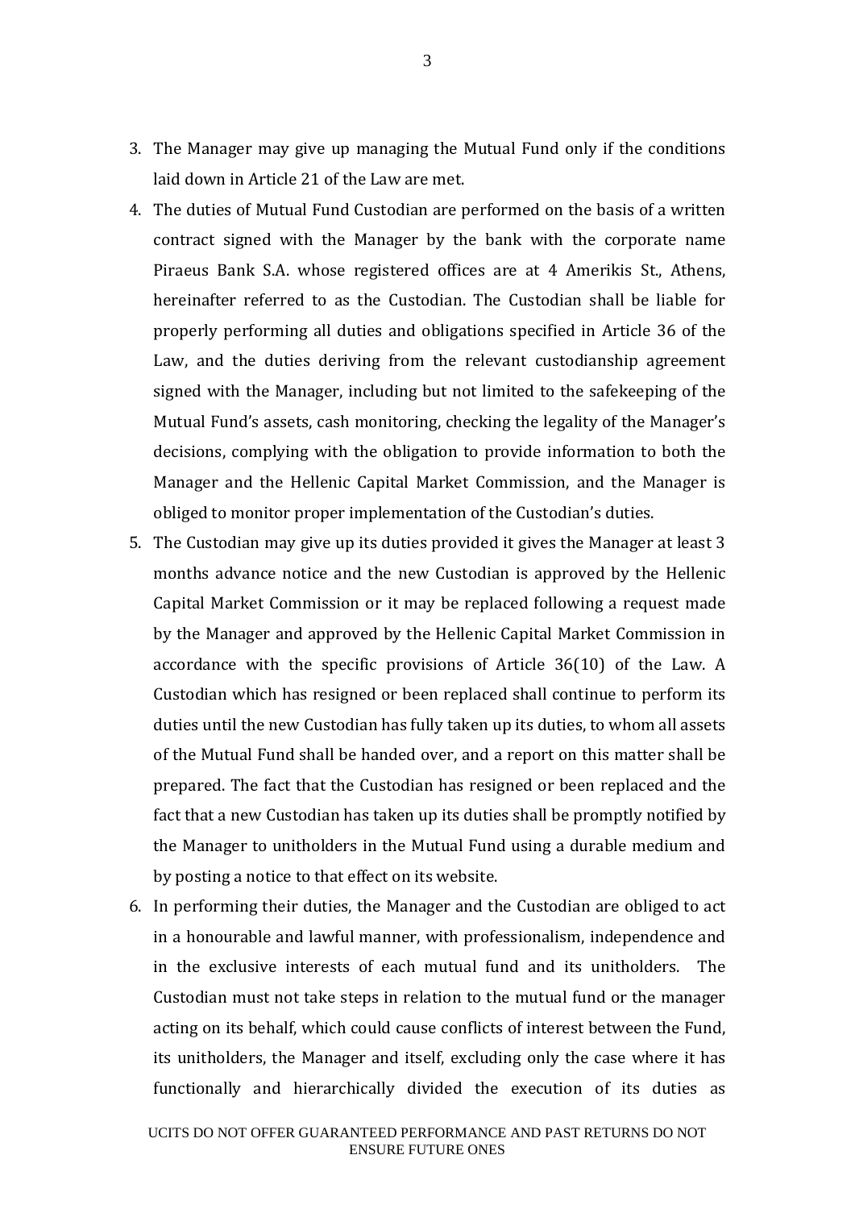3. The Manager may give up managing the Mutual Fund only if the conditions laid down in Article 21 of the Law are met.
4. The duties of Mutual Fund Custodian are performed on the basis of a written contract signed with the Manager by the bank with the corporate name Piraeus Bank S.A. whose registered offices are at 4 Amerikis St., Athens, hereinafter referred to as the Custodian. The Custodian shall be liable for properly performing all duties and obligations specified in Article 36 of the Law, and the duties deriving from the relevant custodianship agreement signed with the Manager, including but not limited to the safekeeping of the Mutual Fund's assets, cash monitoring, checking the legality of the Manager's decisions, complying with the obligation to provide information to both the Manager and the Hellenic Capital Market Commission, and the Manager is obliged to monitor proper implementation of the Custodian's duties.
5. The Custodian may give up its duties provided it gives the Manager at least 3 months advance notice and the new Custodian is approved by the Hellenic Capital Market Commission or it may be replaced following a request made by the Manager and approved by the Hellenic Capital Market Commission in accordance with the specific provisions of Article 36(10) of the Law. A Custodian which has resigned or been replaced shall continue to perform its duties until the new Custodian has fully taken up its duties, to whom all assets of the Mutual Fund shall be handed over, and a report on this matter shall be prepared. The fact that the Custodian has resigned or been replaced and the fact that a new Custodian has taken up its duties shall be promptly notified by the Manager to unitholders in the Mutual Fund using a durable medium and by posting a notice to that effect on its website.
6. In performing their duties, the Manager and the Custodian are obliged to act in a honourable and lawful manner, with professionalism, independence and in the exclusive interests of each mutual fund and its unitholders. The Custodian must not take steps in relation to the mutual fund or the manager acting on its behalf, which could cause conflicts of interest between the Fund, its unitholders, the Manager and itself, excluding only the case where it has functionally and hierarchically divided the execution of its duties as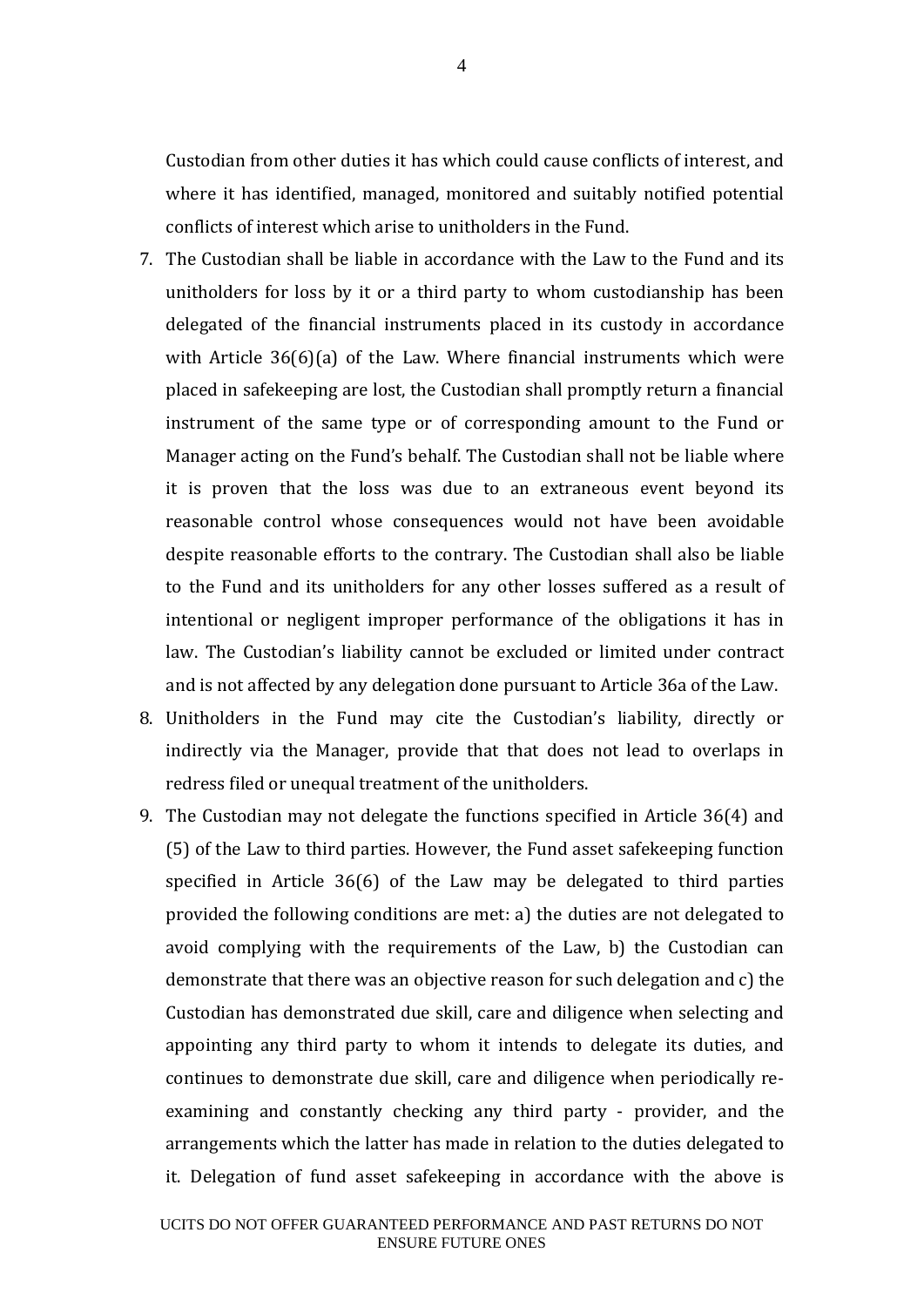Custodian from other duties it has which could cause conflicts of interest, and where it has identified, managed, monitored and suitably notified potential conflicts of interest which arise to unitholders in the Fund.

7. The Custodian shall be liable in accordance with the Law to the Fund and its unitholders for loss by it or a third party to whom custodianship has been delegated of the financial instruments placed in its custody in accordance with Article 36(6)(a) of the Law. Where financial instruments which were placed in safekeeping are lost, the Custodian shall promptly return a financial instrument of the same type or of corresponding amount to the Fund or Manager acting on the Fund's behalf. The Custodian shall not be liable where it is proven that the loss was due to an extraneous event beyond its reasonable control whose consequences would not have been avoidable despite reasonable efforts to the contrary. The Custodian shall also be liable to the Fund and its unitholders for any other losses suffered as a result of intentional or negligent improper performance of the obligations it has in law. The Custodian's liability cannot be excluded or limited under contract and is not affected by any delegation done pursuant to Article 36a of the Law.
8. Unitholders in the Fund may cite the Custodian's liability, directly or indirectly via the Manager, provide that that does not lead to overlaps in redress filed or unequal treatment of the unitholders.
9. The Custodian may not delegate the functions specified in Article 36(4) and (5) of the Law to third parties. However, the Fund asset safekeeping function specified in Article 36(6) of the Law may be delegated to third parties provided the following conditions are met: a) the duties are not delegated to avoid complying with the requirements of the Law, b) the Custodian can demonstrate that there was an objective reason for such delegation and c) the Custodian has demonstrated due skill, care and diligence when selecting and appointing any third party to whom it intends to delegate its duties, and continues to demonstrate due skill, care and diligence when periodically re-examining and constantly checking any third party - provider, and the arrangements which the latter has made in relation to the duties delegated to it. Delegation of fund asset safekeeping in accordance with the above is

UCITS DO NOT OFFER GUARANTEED PERFORMANCE AND PAST RETURNS DO NOT ENSURE FUTURE ONES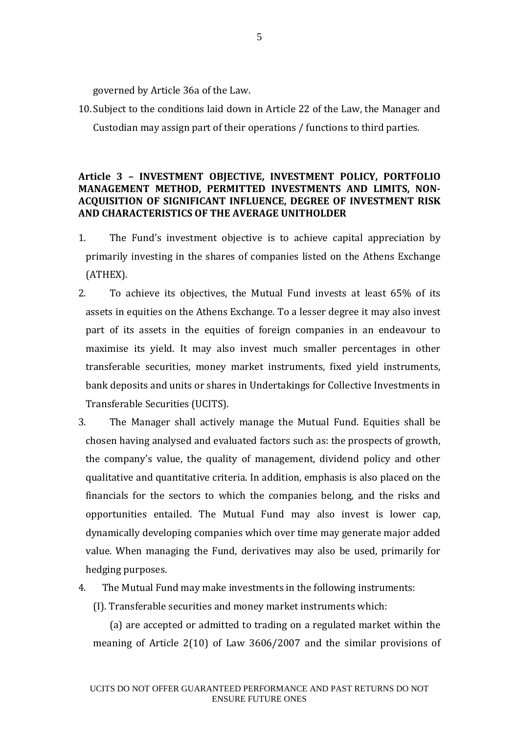governed by Article 36a of the Law.

10. Subject to the conditions laid down in Article 22 of the Law, the Manager and Custodian may assign part of their operations / functions to third parties.

**Article 3 – INVESTMENT OBJECTIVE, INVESTMENT POLICY, PORTFOLIO MANAGEMENT METHOD, PERMITTED INVESTMENTS AND LIMITS, NON-ACQUISITION OF SIGNIFICANT INFLUENCE, DEGREE OF INVESTMENT RISK AND CHARACTERISTICS OF THE AVERAGE UNITHOLDER**

1. The Fund's investment objective is to achieve capital appreciation by primarily investing in the shares of companies listed on the Athens Exchange (ATHEX).
2. To achieve its objectives, the Mutual Fund invests at least 65% of its assets in equities on the Athens Exchange. To a lesser degree it may also invest part of its assets in the equities of foreign companies in an endeavour to maximise its yield. It may also invest much smaller percentages in other transferable securities, money market instruments, fixed yield instruments, bank deposits and units or shares in Undertakings for Collective Investments in Transferable Securities (UCITS).
3. The Manager shall actively manage the Mutual Fund. Equities shall be chosen having analysed and evaluated factors such as: the prospects of growth, the company's value, the quality of management, dividend policy and other qualitative and quantitative criteria. In addition, emphasis is also placed on the financials for the sectors to which the companies belong, and the risks and opportunities entailed. The Mutual Fund may also invest is lower cap, dynamically developing companies which over time may generate major added value. When managing the Fund, derivatives may also be used, primarily for hedging purposes.
4. The Mutual Fund may make investments in the following instruments:

   (I). Transferable securities and money market instruments which:

   (a) are accepted or admitted to trading on a regulated market within the meaning of Article 2(10) of Law 3606/2007 and the similar provisions of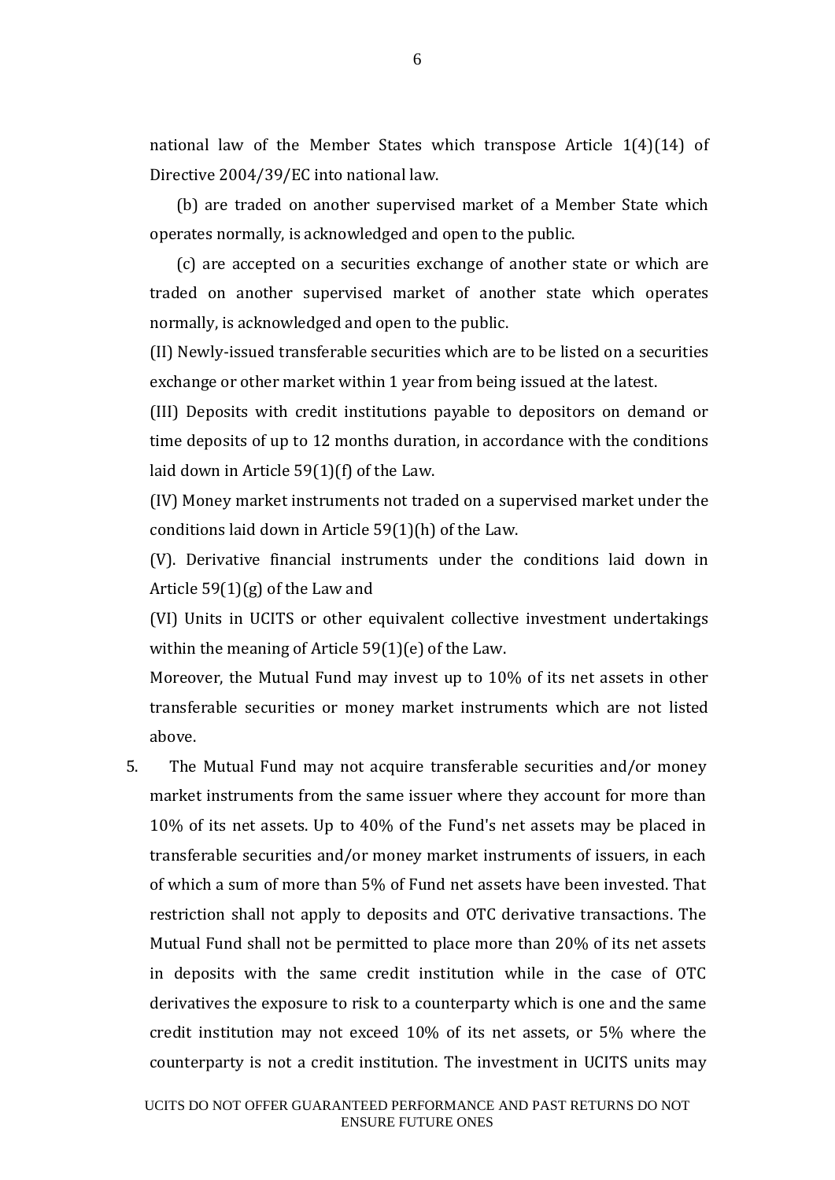national law of the Member States which transpose Article 1(4)(14) of Directive 2004/39/EC into national law.

(b) are traded on another supervised market of a Member State which operates normally, is acknowledged and open to the public.

(c) are accepted on a securities exchange of another state or which are traded on another supervised market of another state which operates normally, is acknowledged and open to the public.

(II) Newly-issued transferable securities which are to be listed on a securities exchange or other market within 1 year from being issued at the latest.

(III) Deposits with credit institutions payable to depositors on demand or time deposits of up to 12 months duration, in accordance with the conditions laid down in Article 59(1)(f) of the Law.

(IV) Money market instruments not traded on a supervised market under the conditions laid down in Article 59(1)(h) of the Law.

(V). Derivative financial instruments under the conditions laid down in Article 59(1)(g) of the Law and

(VI) Units in UCITS or other equivalent collective investment undertakings within the meaning of Article 59(1)(e) of the Law.

Moreover, the Mutual Fund may invest up to 10% of its net assets in other transferable securities or money market instruments which are not listed above.

5. The Mutual Fund may not acquire transferable securities and/or money market instruments from the same issuer where they account for more than 10% of its net assets. Up to 40% of the Fund's net assets may be placed in transferable securities and/or money market instruments of issuers, in each of which a sum of more than 5% of Fund net assets have been invested. That restriction shall not apply to deposits and OTC derivative transactions. The Mutual Fund shall not be permitted to place more than 20% of its net assets in deposits with the same credit institution while in the case of OTC derivatives the exposure to risk to a counterparty which is one and the same credit institution may not exceed 10% of its net assets, or 5% where the counterparty is not a credit institution. The investment in UCITS units may

UCITS DO NOT OFFER GUARANTEED PERFORMANCE AND PAST RETURNS DO NOT ENSURE FUTURE ONES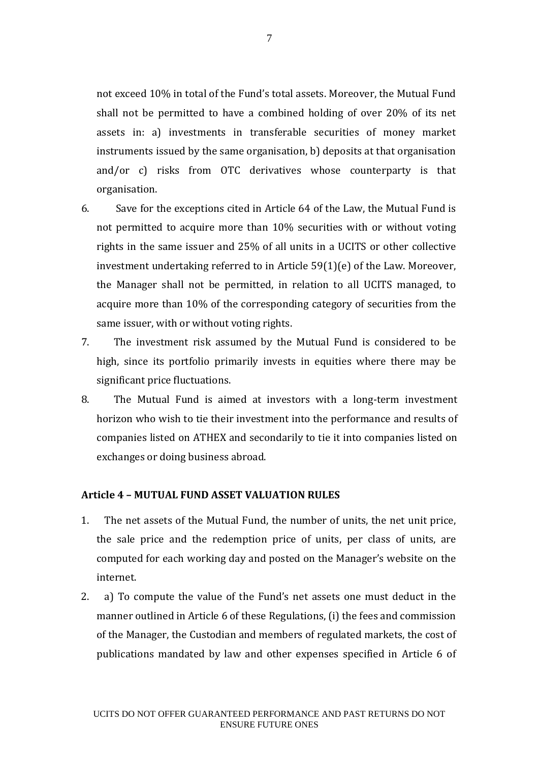not exceed 10% in total of the Fund's total assets. Moreover, the Mutual Fund shall not be permitted to have a combined holding of over 20% of its net assets in: a) investments in transferable securities of money market instruments issued by the same organisation, b) deposits at that organisation and/or c) risks from OTC derivatives whose counterparty is that organisation.

6. Save for the exceptions cited in Article 64 of the Law, the Mutual Fund is not permitted to acquire more than 10% securities with or without voting rights in the same issuer and 25% of all units in a UCITS or other collective investment undertaking referred to in Article 59(1)(e) of the Law. Moreover, the Manager shall not be permitted, in relation to all UCITS managed, to acquire more than 10% of the corresponding category of securities from the same issuer, with or without voting rights.
7. The investment risk assumed by the Mutual Fund is considered to be high, since its portfolio primarily invests in equities where there may be significant price fluctuations.
8. The Mutual Fund is aimed at investors with a long-term investment horizon who wish to tie their investment into the performance and results of companies listed on ATHEX and secondarily to tie it into companies listed on exchanges or doing business abroad.

**Article 4 – MUTUAL FUND ASSET VALUATION RULES**

1. The net assets of the Mutual Fund, the number of units, the net unit price, the sale price and the redemption price of units, per class of units, are computed for each working day and posted on the Manager's website on the internet.
2. a) To compute the value of the Fund's net assets one must deduct in the manner outlined in Article 6 of these Regulations, (i) the fees and commission of the Manager, the Custodian and members of regulated markets, the cost of publications mandated by law and other expenses specified in Article 6 of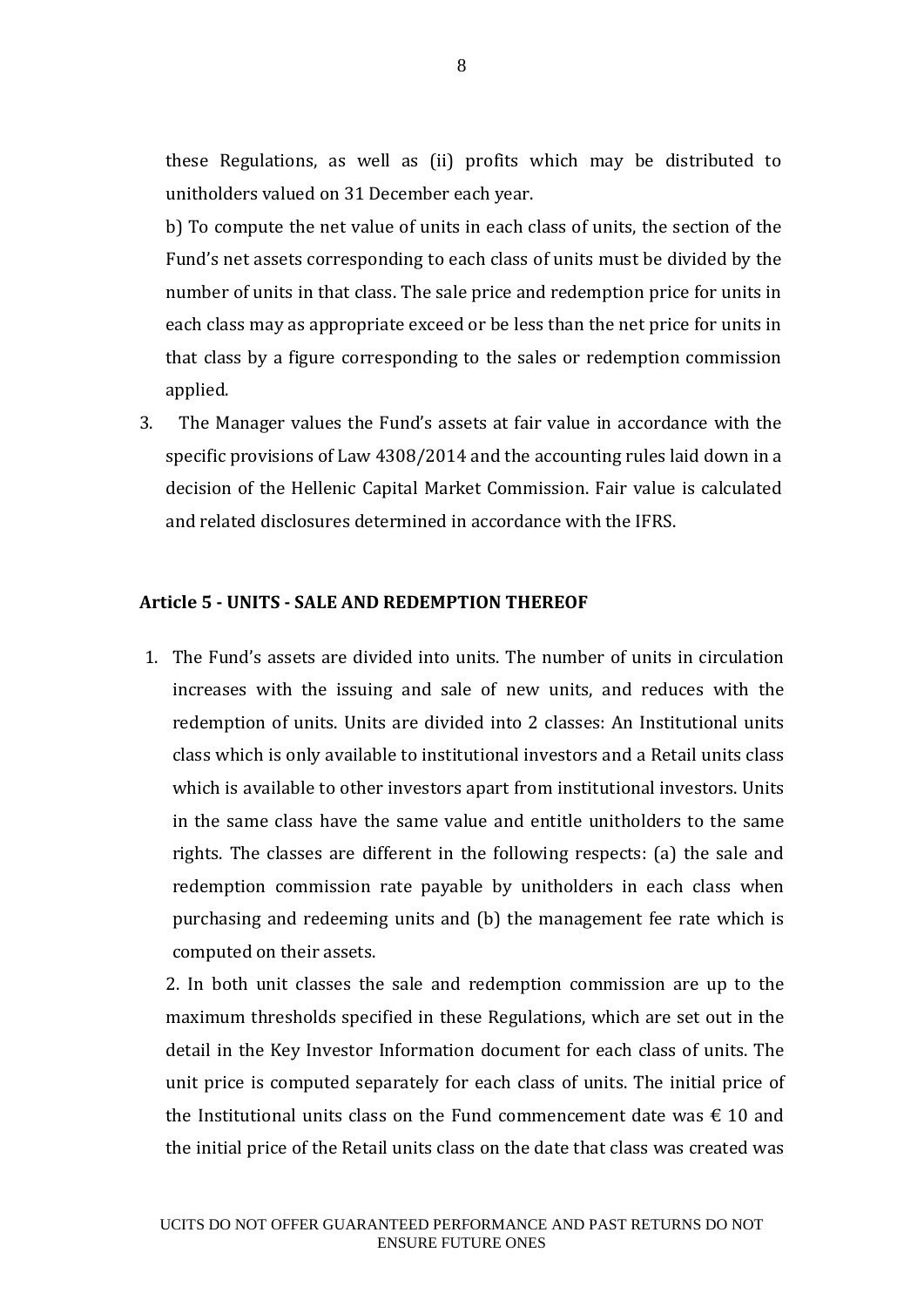these Regulations, as well as (ii) profits which may be distributed to unitholders valued on 31 December each year.

b) To compute the net value of units in each class of units, the section of the Fund's net assets corresponding to each class of units must be divided by the number of units in that class. The sale price and redemption price for units in each class may as appropriate exceed or be less than the net price for units in that class by a figure corresponding to the sales or redemption commission applied.

3. The Manager values the Fund's assets at fair value in accordance with the specific provisions of Law 4308/2014 and the accounting rules laid down in a decision of the Hellenic Capital Market Commission. Fair value is calculated and related disclosures determined in accordance with the IFRS.

**Article 5 - UNITS - SALE AND REDEMPTION THEREOF**

1. The Fund's assets are divided into units. The number of units in circulation increases with the issuing and sale of new units, and reduces with the redemption of units. Units are divided into 2 classes: An Institutional units class which is only available to institutional investors and a Retail units class which is available to other investors apart from institutional investors. Units in the same class have the same value and entitle unitholders to the same rights. The classes are different in the following respects: (a) the sale and redemption commission rate payable by unitholders in each class when purchasing and redeeming units and (b) the management fee rate which is computed on their assets.

2. In both unit classes the sale and redemption commission are up to the maximum thresholds specified in these Regulations, which are set out in the detail in the Key Investor Information document for each class of units. The unit price is computed separately for each class of units. The initial price of the Institutional units class on the Fund commencement date was € 10 and the initial price of the Retail units class on the date that class was created was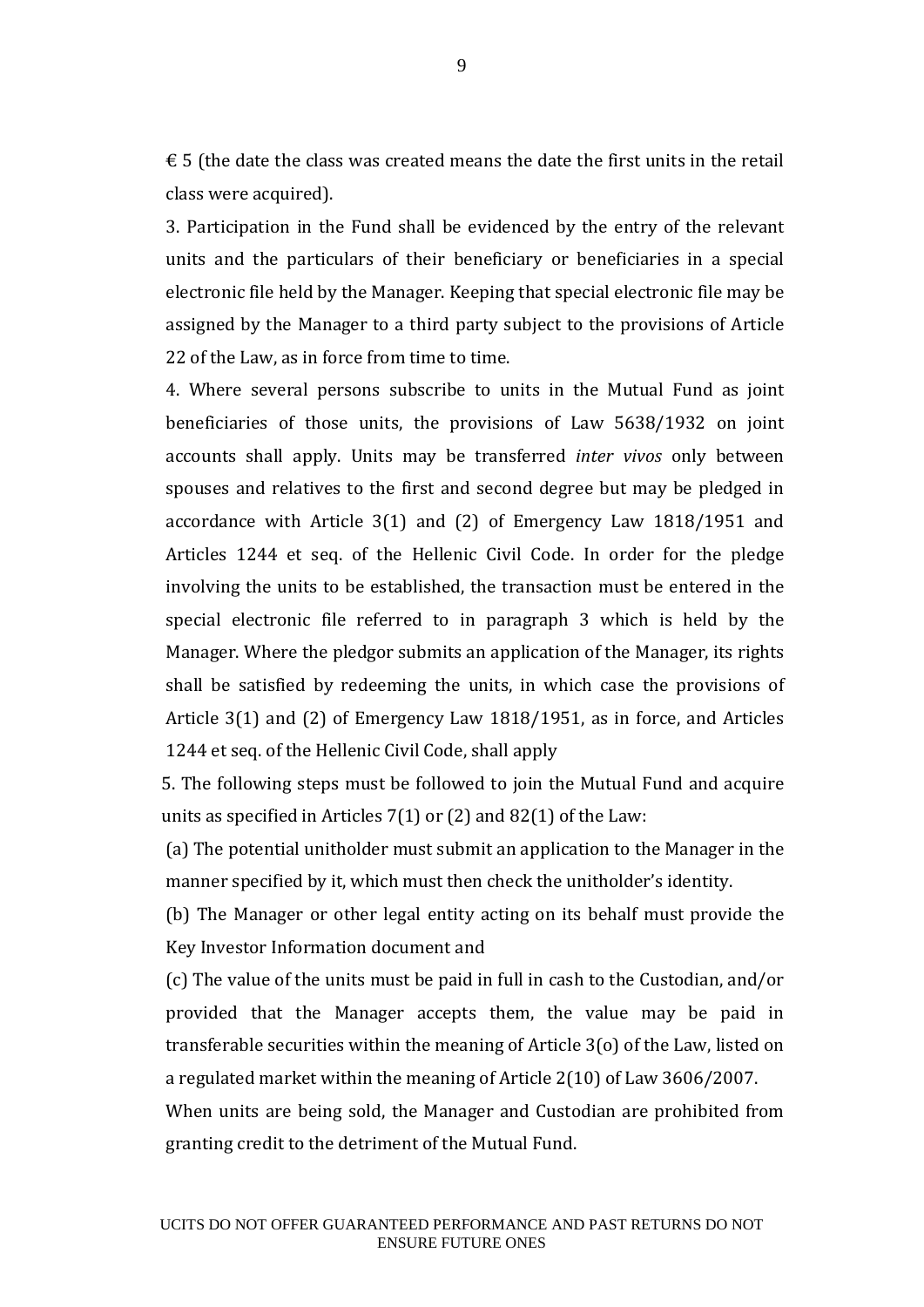€ 5 (the date the class was created means the date the first units in the retail class were acquired).

3. Participation in the Fund shall be evidenced by the entry of the relevant units and the particulars of their beneficiary or beneficiaries in a special electronic file held by the Manager. Keeping that special electronic file may be assigned by the Manager to a third party subject to the provisions of Article 22 of the Law, as in force from time to time.

4. Where several persons subscribe to units in the Mutual Fund as joint beneficiaries of those units, the provisions of Law 5638/1932 on joint accounts shall apply. Units may be transferred *inter vivos* only between spouses and relatives to the first and second degree but may be pledged in accordance with Article 3(1) and (2) of Emergency Law 1818/1951 and Articles 1244 et seq. of the Hellenic Civil Code. In order for the pledge involving the units to be established, the transaction must be entered in the special electronic file referred to in paragraph 3 which is held by the Manager. Where the pledgor submits an application of the Manager, its rights shall be satisfied by redeeming the units, in which case the provisions of Article 3(1) and (2) of Emergency Law 1818/1951, as in force, and Articles 1244 et seq. of the Hellenic Civil Code, shall apply

5. The following steps must be followed to join the Mutual Fund and acquire units as specified in Articles 7(1) or (2) and 82(1) of the Law:

(a) The potential unitholder must submit an application to the Manager in the manner specified by it, which must then check the unitholder's identity.

(b) The Manager or other legal entity acting on its behalf must provide the Key Investor Information document and

(c) The value of the units must be paid in full in cash to the Custodian, and/or provided that the Manager accepts them, the value may be paid in transferable securities within the meaning of Article 3(o) of the Law, listed on a regulated market within the meaning of Article 2(10) of Law 3606/2007.

When units are being sold, the Manager and Custodian are prohibited from granting credit to the detriment of the Mutual Fund.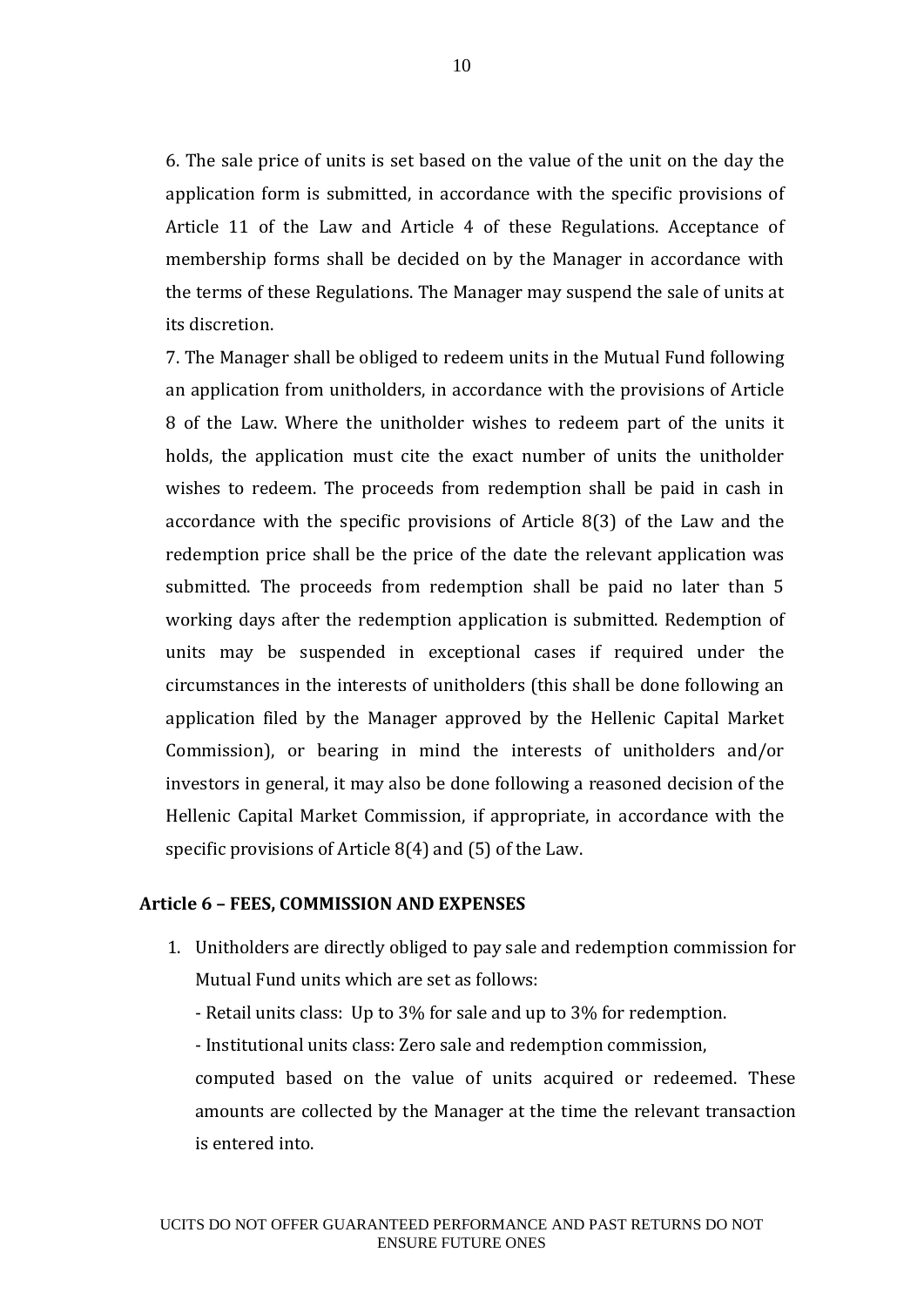6. The sale price of units is set based on the value of the unit on the day the application form is submitted, in accordance with the specific provisions of Article 11 of the Law and Article 4 of these Regulations. Acceptance of membership forms shall be decided on by the Manager in accordance with the terms of these Regulations. The Manager may suspend the sale of units at its discretion.

7. The Manager shall be obliged to redeem units in the Mutual Fund following an application from unitholders, in accordance with the provisions of Article 8 of the Law. Where the unitholder wishes to redeem part of the units it holds, the application must cite the exact number of units the unitholder wishes to redeem. The proceeds from redemption shall be paid in cash in accordance with the specific provisions of Article 8(3) of the Law and the redemption price shall be the price of the date the relevant application was submitted. The proceeds from redemption shall be paid no later than 5 working days after the redemption application is submitted. Redemption of units may be suspended in exceptional cases if required under the circumstances in the interests of unitholders (this shall be done following an application filed by the Manager approved by the Hellenic Capital Market Commission), or bearing in mind the interests of unitholders and/or investors in general, it may also be done following a reasoned decision of the Hellenic Capital Market Commission, if appropriate, in accordance with the specific provisions of Article 8(4) and (5) of the Law.

**Article 6 – FEES, COMMISSION AND EXPENSES**

1. Unitholders are directly obliged to pay sale and redemption commission for Mutual Fund units which are set as follows:

   - Retail units class: Up to 3% for sale and up to 3% for redemption.

   - Institutional units class: Zero sale and redemption commission,

   computed based on the value of units acquired or redeemed. These amounts are collected by the Manager at the time the relevant transaction is entered into.

UCITS DO NOT OFFER GUARANTEED PERFORMANCE AND PAST RETURNS DO NOT ENSURE FUTURE ONES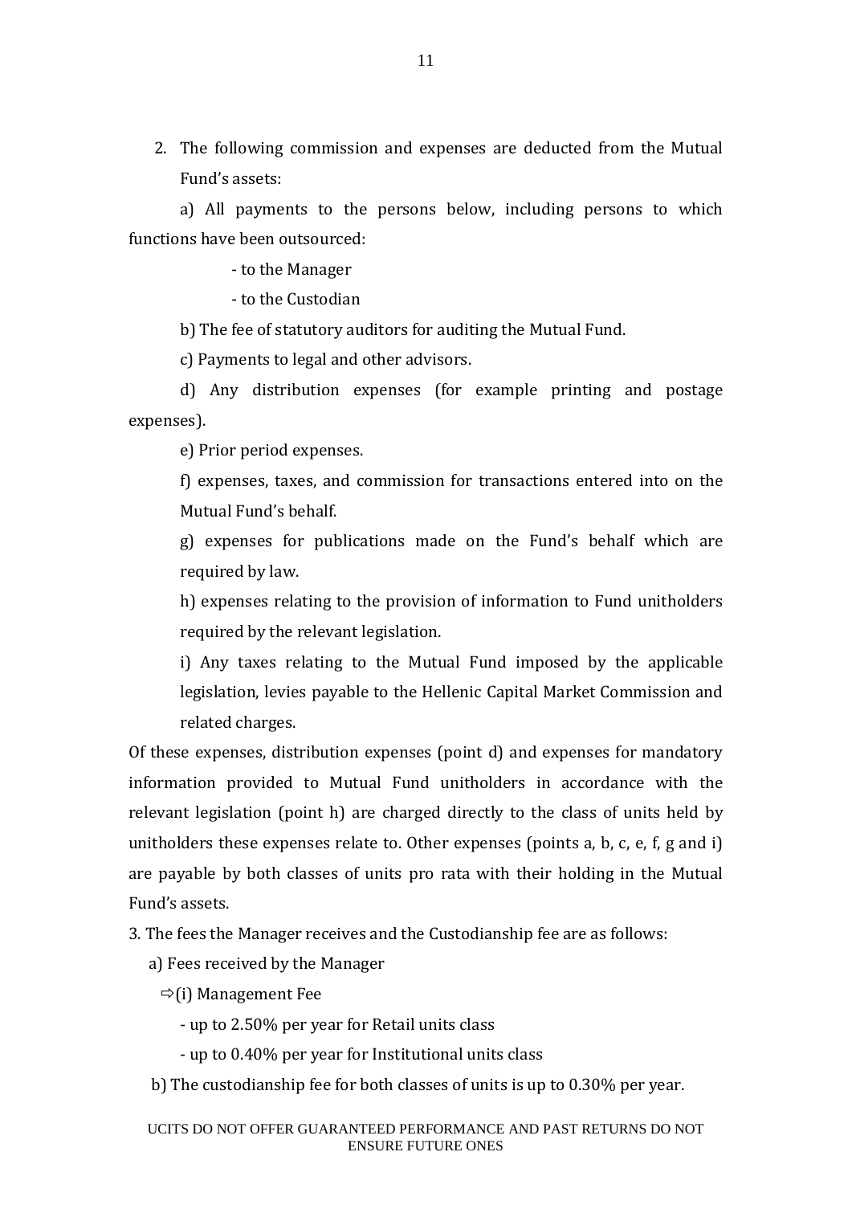2. The following commission and expenses are deducted from the Mutual Fund's assets:

a) All payments to the persons below, including persons to which functions have been outsourced:

- to the Manager
- to the Custodian

b) The fee of statutory auditors for auditing the Mutual Fund.

c) Payments to legal and other advisors.

d) Any distribution expenses (for example printing and postage expenses).

e) Prior period expenses.

f) expenses, taxes, and commission for transactions entered into on the Mutual Fund's behalf.

g) expenses for publications made on the Fund's behalf which are required by law.

h) expenses relating to the provision of information to Fund unitholders required by the relevant legislation.

i) Any taxes relating to the Mutual Fund imposed by the applicable legislation, levies payable to the Hellenic Capital Market Commission and related charges.

Of these expenses, distribution expenses (point d) and expenses for mandatory information provided to Mutual Fund unitholders in accordance with the relevant legislation (point h) are charged directly to the class of units held by unitholders these expenses relate to. Other expenses (points a, b, c, e, f, g and i) are payable by both classes of units pro rata with their holding in the Mutual Fund's assets.

3. The fees the Manager receives and the Custodianship fee are as follows:

a) Fees received by the Manager

⇨(i) Management Fee

- up to 2.50% per year for Retail units class
- up to 0.40% per year for Institutional units class

b) The custodianship fee for both classes of units is up to 0.30% per year.

UCITS DO NOT OFFER GUARANTEED PERFORMANCE AND PAST RETURNS DO NOT ENSURE FUTURE ONES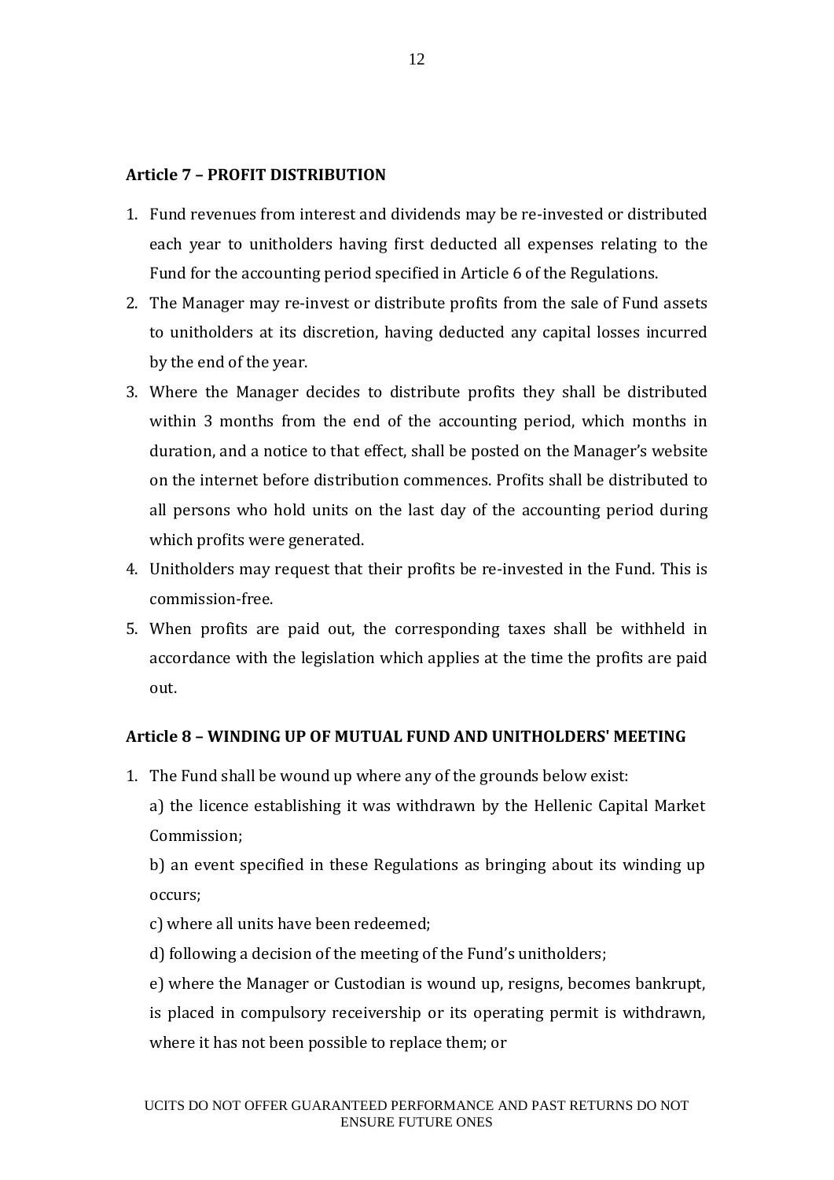**Article 7 – PROFIT DISTRIBUTION**

1. Fund revenues from interest and dividends may be re-invested or distributed each year to unitholders having first deducted all expenses relating to the Fund for the accounting period specified in Article 6 of the Regulations.
2. The Manager may re-invest or distribute profits from the sale of Fund assets to unitholders at its discretion, having deducted any capital losses incurred by the end of the year.
3. Where the Manager decides to distribute profits they shall be distributed within 3 months from the end of the accounting period, which months in duration, and a notice to that effect, shall be posted on the Manager's website on the internet before distribution commences. Profits shall be distributed to all persons who hold units on the last day of the accounting period during which profits were generated.
4. Unitholders may request that their profits be re-invested in the Fund. This is commission-free.
5. When profits are paid out, the corresponding taxes shall be withheld in accordance with the legislation which applies at the time the profits are paid out.

**Article 8 – WINDING UP OF MUTUAL FUND AND UNITHOLDERS' MEETING**

1. The Fund shall be wound up where any of the grounds below exist:

   a) the licence establishing it was withdrawn by the Hellenic Capital Market Commission;

   b) an event specified in these Regulations as bringing about its winding up occurs;

   c) where all units have been redeemed;

   d) following a decision of the meeting of the Fund's unitholders;

   e) where the Manager or Custodian is wound up, resigns, becomes bankrupt, is placed in compulsory receivership or its operating permit is withdrawn, where it has not been possible to replace them; or

UCITS DO NOT OFFER GUARANTEED PERFORMANCE AND PAST RETURNS DO NOT ENSURE FUTURE ONES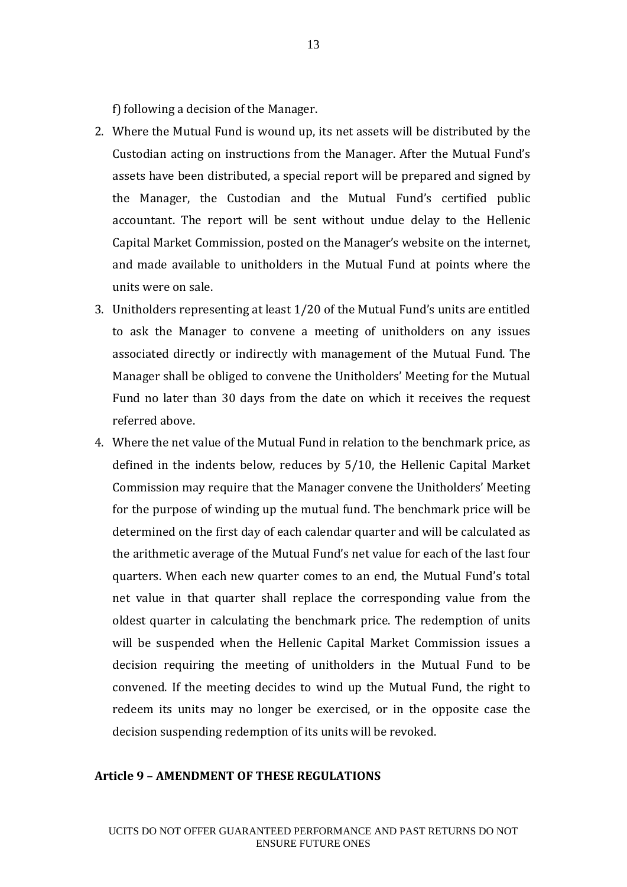f) following a decision of the Manager.

2. Where the Mutual Fund is wound up, its net assets will be distributed by the Custodian acting on instructions from the Manager. After the Mutual Fund's assets have been distributed, a special report will be prepared and signed by the Manager, the Custodian and the Mutual Fund's certified public accountant. The report will be sent without undue delay to the Hellenic Capital Market Commission, posted on the Manager's website on the internet, and made available to unitholders in the Mutual Fund at points where the units were on sale.
3. Unitholders representing at least 1/20 of the Mutual Fund's units are entitled to ask the Manager to convene a meeting of unitholders on any issues associated directly or indirectly with management of the Mutual Fund. The Manager shall be obliged to convene the Unitholders' Meeting for the Mutual Fund no later than 30 days from the date on which it receives the request referred above.
4. Where the net value of the Mutual Fund in relation to the benchmark price, as defined in the indents below, reduces by 5/10, the Hellenic Capital Market Commission may require that the Manager convene the Unitholders' Meeting for the purpose of winding up the mutual fund. The benchmark price will be determined on the first day of each calendar quarter and will be calculated as the arithmetic average of the Mutual Fund's net value for each of the last four quarters. When each new quarter comes to an end, the Mutual Fund's total net value in that quarter shall replace the corresponding value from the oldest quarter in calculating the benchmark price. The redemption of units will be suspended when the Hellenic Capital Market Commission issues a decision requiring the meeting of unitholders in the Mutual Fund to be convened. If the meeting decides to wind up the Mutual Fund, the right to redeem its units may no longer be exercised, or in the opposite case the decision suspending redemption of its units will be revoked.

**Article 9 – AMENDMENT OF THESE REGULATIONS**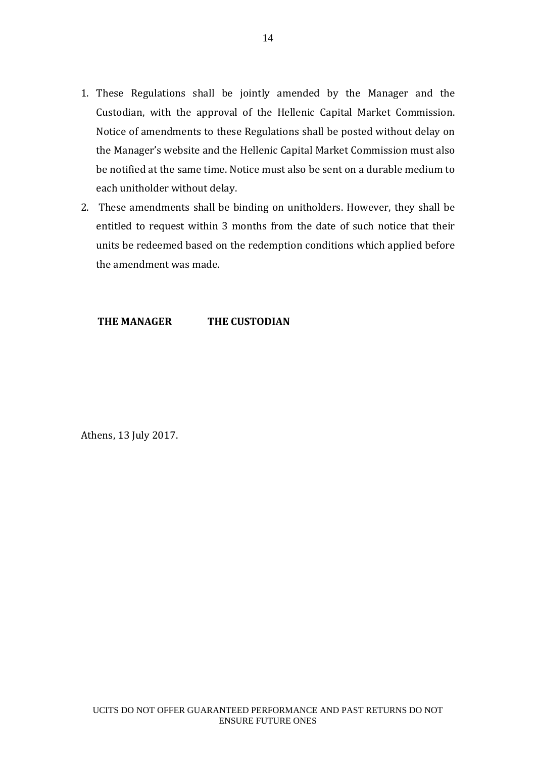1. These Regulations shall be jointly amended by the Manager and the Custodian, with the approval of the Hellenic Capital Market Commission. Notice of amendments to these Regulations shall be posted without delay on the Manager's website and the Hellenic Capital Market Commission must also be notified at the same time. Notice must also be sent on a durable medium to each unitholder without delay.
2. These amendments shall be binding on unitholders. However, they shall be entitled to request within 3 months from the date of such notice that their units be redeemed based on the redemption conditions which applied before the amendment was made.

**THE MANAGER** **THE CUSTODIAN**

Athens, 13 July 2017.

UCITS DO NOT OFFER GUARANTEED PERFORMANCE AND PAST RETURNS DO NOT ENSURE FUTURE ONES